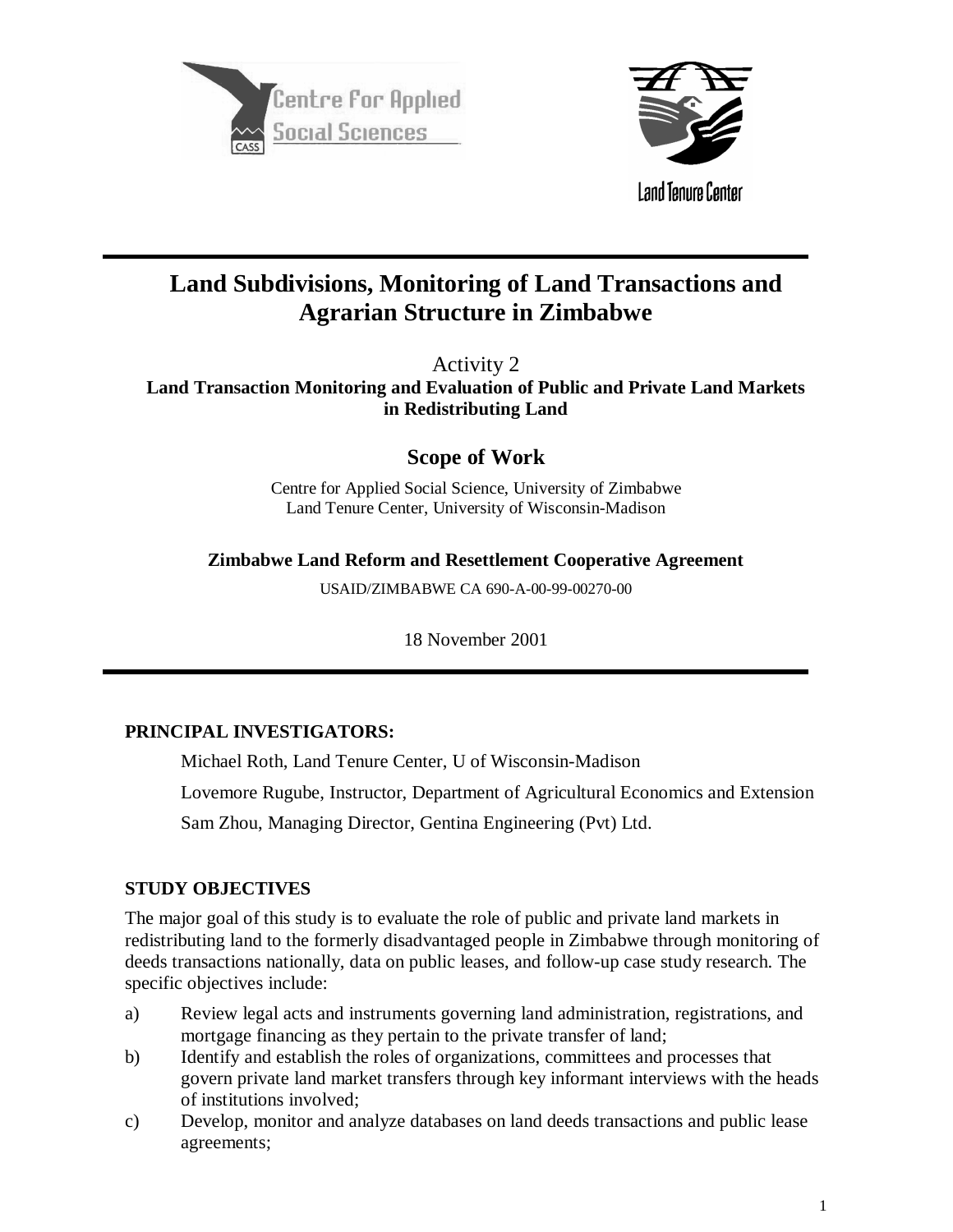Centre for Applied Social Sciences

Land Tenure Center

# Land Subdivisions, Monitoring of Land Transactions and Agrarian Structure in Zimbabwe

Activity 2

**Land Transaction Monitoring and Evaluation of Public and Private Land Markets in Redistributing Land**

## Scope of Work

Centre for Applied Social Science, University of Zimbabwe
Land Tenure Center, University of Wisconsin-Madison

**Zimbabwe Land Reform and Resettlement Cooperative Agreement**

USAID/ZIMBABWE CA 690-A-00-99-00270-00

18 November 2001

---

### PRINCIPAL INVESTIGATORS:

Michael Roth, Land Tenure Center, U of Wisconsin-Madison

Lovemore Rugube, Instructor, Department of Agricultural Economics and Extension

Sam Zhou, Managing Director, Gentina Engineering (Pvt) Ltd.

### STUDY OBJECTIVES

The major goal of this study is to evaluate the role of public and private land markets in redistributing land to the formerly disadvantaged people in Zimbabwe through monitoring of deeds transactions nationally, data on public leases, and follow-up case study research. The specific objectives include:

a) Review legal acts and instruments governing land administration, registrations, and mortgage financing as they pertain to the private transfer of land;

b) Identify and establish the roles of organizations, committees and processes that govern private land market transfers through key informant interviews with the heads of institutions involved;

c) Develop, monitor and analyze databases on land deeds transactions and public lease agreements;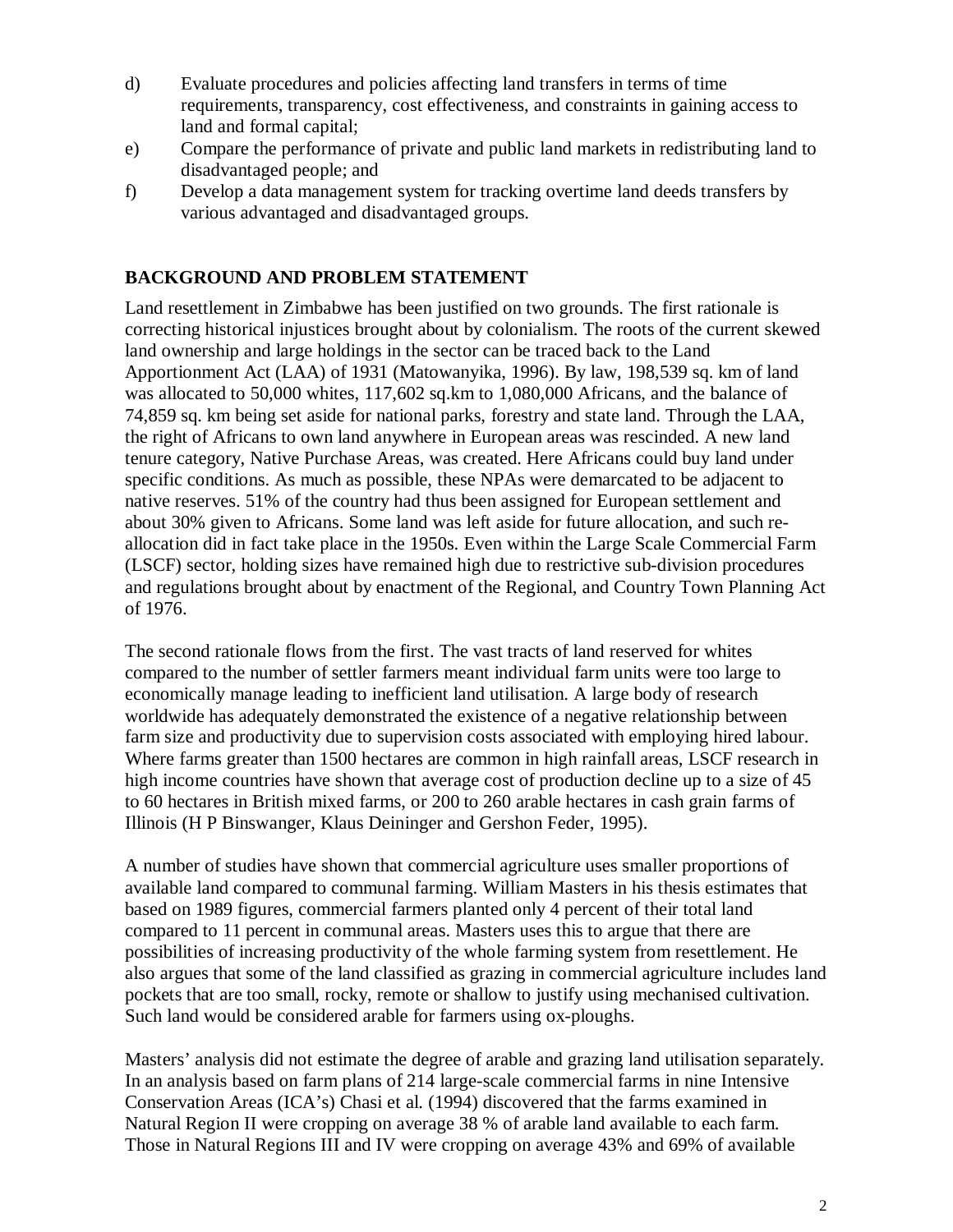d) Evaluate procedures and policies affecting land transfers in terms of time requirements, transparency, cost effectiveness, and constraints in gaining access to land and formal capital;

e) Compare the performance of private and public land markets in redistributing land to disadvantaged people; and

f) Develop a data management system for tracking overtime land deeds transfers by various advantaged and disadvantaged groups.

## BACKGROUND AND PROBLEM STATEMENT

Land resettlement in Zimbabwe has been justified on two grounds. The first rationale is correcting historical injustices brought about by colonialism. The roots of the current skewed land ownership and large holdings in the sector can be traced back to the Land Apportionment Act (LAA) of 1931 (Matowanyika, 1996). By law, 198,539 sq. km of land was allocated to 50,000 whites, 117,602 sq.km to 1,080,000 Africans, and the balance of 74,859 sq. km being set aside for national parks, forestry and state land. Through the LAA, the right of Africans to own land anywhere in European areas was rescinded. A new land tenure category, Native Purchase Areas, was created. Here Africans could buy land under specific conditions. As much as possible, these NPAs were demarcated to be adjacent to native reserves. 51% of the country had thus been assigned for European settlement and about 30% given to Africans. Some land was left aside for future allocation, and such re-allocation did in fact take place in the 1950s. Even within the Large Scale Commercial Farm (LSCF) sector, holding sizes have remained high due to restrictive sub-division procedures and regulations brought about by enactment of the Regional, and Country Town Planning Act of 1976.

The second rationale flows from the first. The vast tracts of land reserved for whites compared to the number of settler farmers meant individual farm units were too large to economically manage leading to inefficient land utilisation. A large body of research worldwide has adequately demonstrated the existence of a negative relationship between farm size and productivity due to supervision costs associated with employing hired labour. Where farms greater than 1500 hectares are common in high rainfall areas, LSCF research in high income countries have shown that average cost of production decline up to a size of 45 to 60 hectares in British mixed farms, or 200 to 260 arable hectares in cash grain farms of Illinois (H P Binswanger, Klaus Deininger and Gershon Feder, 1995).

A number of studies have shown that commercial agriculture uses smaller proportions of available land compared to communal farming. William Masters in his thesis estimates that based on 1989 figures, commercial farmers planted only 4 percent of their total land compared to 11 percent in communal areas. Masters uses this to argue that there are possibilities of increasing productivity of the whole farming system from resettlement. He also argues that some of the land classified as grazing in commercial agriculture includes land pockets that are too small, rocky, remote or shallow to justify using mechanised cultivation. Such land would be considered arable for farmers using ox-ploughs.

Masters' analysis did not estimate the degree of arable and grazing land utilisation separately. In an analysis based on farm plans of 214 large-scale commercial farms in nine Intensive Conservation Areas (ICA's) Chasi et al. (1994) discovered that the farms examined in Natural Region II were cropping on average 38 % of arable land available to each farm. Those in Natural Regions III and IV were cropping on average 43% and 69% of available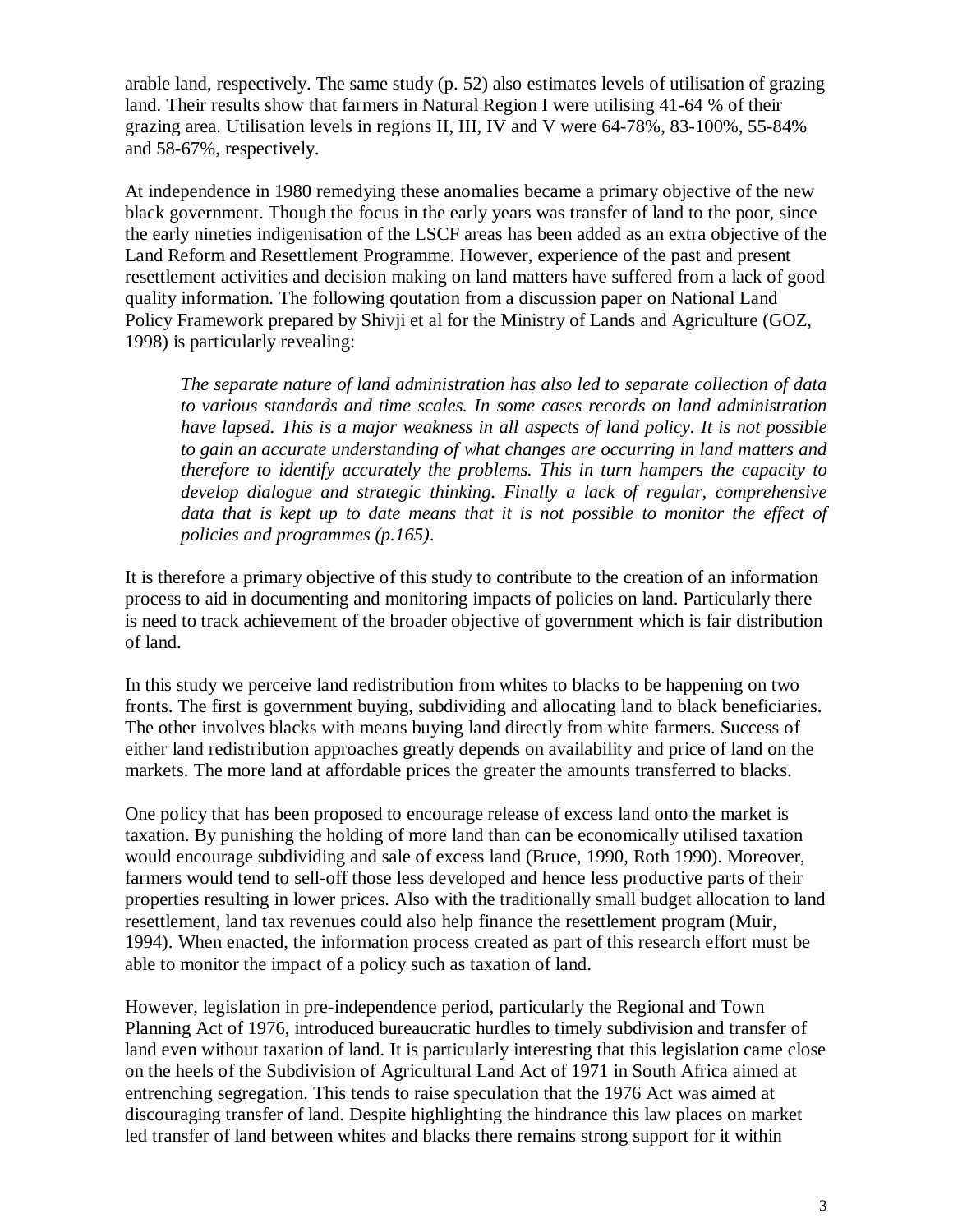arable land, respectively. The same study (p. 52) also estimates levels of utilisation of grazing land. Their results show that farmers in Natural Region I were utilising 41-64 % of their grazing area. Utilisation levels in regions II, III, IV and V were 64-78%, 83-100%, 55-84% and 58-67%, respectively.

At independence in 1980 remedying these anomalies became a primary objective of the new black government. Though the focus in the early years was transfer of land to the poor, since the early nineties indigenisation of the LSCF areas has been added as an extra objective of the Land Reform and Resettlement Programme. However, experience of the past and present resettlement activities and decision making on land matters have suffered from a lack of good quality information. The following qoutation from a discussion paper on National Land Policy Framework prepared by Shivji et al for the Ministry of Lands and Agriculture (GOZ, 1998) is particularly revealing:

> *The separate nature of land administration has also led to separate collection of data to various standards and time scales. In some cases records on land administration have lapsed. This is a major weakness in all aspects of land policy. It is not possible to gain an accurate understanding of what changes are occurring in land matters and therefore to identify accurately the problems. This in turn hampers the capacity to develop dialogue and strategic thinking. Finally a lack of regular, comprehensive data that is kept up to date means that it is not possible to monitor the effect of policies and programmes (p.165).*

It is therefore a primary objective of this study to contribute to the creation of an information process to aid in documenting and monitoring impacts of policies on land. Particularly there is need to track achievement of the broader objective of government which is fair distribution of land.

In this study we perceive land redistribution from whites to blacks to be happening on two fronts. The first is government buying, subdividing and allocating land to black beneficiaries. The other involves blacks with means buying land directly from white farmers. Success of either land redistribution approaches greatly depends on availability and price of land on the markets. The more land at affordable prices the greater the amounts transferred to blacks.

One policy that has been proposed to encourage release of excess land onto the market is taxation. By punishing the holding of more land than can be economically utilised taxation would encourage subdividing and sale of excess land (Bruce, 1990, Roth 1990). Moreover, farmers would tend to sell-off those less developed and hence less productive parts of their properties resulting in lower prices. Also with the traditionally small budget allocation to land resettlement, land tax revenues could also help finance the resettlement program (Muir, 1994). When enacted, the information process created as part of this research effort must be able to monitor the impact of a policy such as taxation of land.

However, legislation in pre-independence period, particularly the Regional and Town Planning Act of 1976, introduced bureaucratic hurdles to timely subdivision and transfer of land even without taxation of land. It is particularly interesting that this legislation came close on the heels of the Subdivision of Agricultural Land Act of 1971 in South Africa aimed at entrenching segregation. This tends to raise speculation that the 1976 Act was aimed at discouraging transfer of land. Despite highlighting the hindrance this law places on market led transfer of land between whites and blacks there remains strong support for it within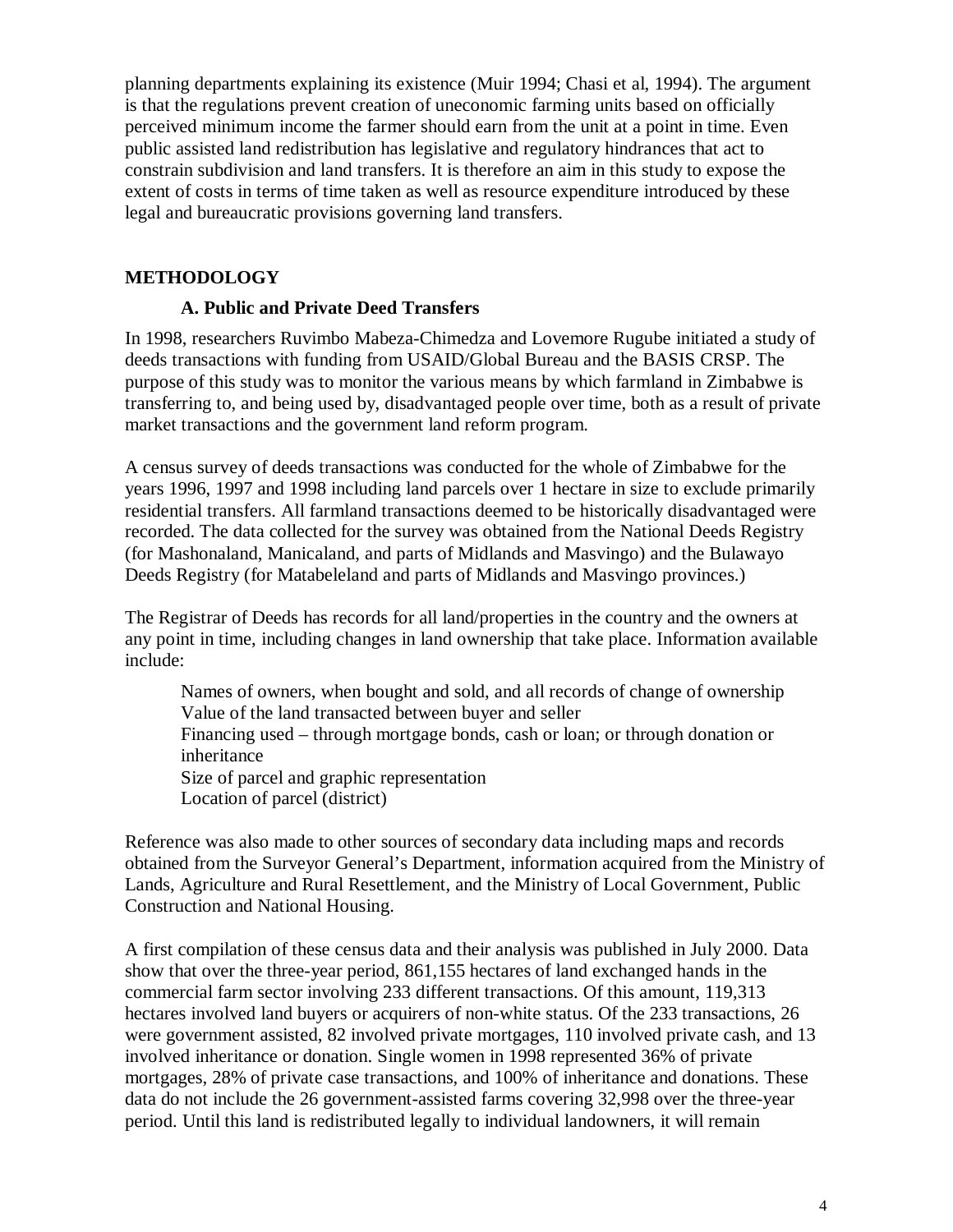planning departments explaining its existence (Muir 1994; Chasi et al, 1994). The argument is that the regulations prevent creation of uneconomic farming units based on officially perceived minimum income the farmer should earn from the unit at a point in time. Even public assisted land redistribution has legislative and regulatory hindrances that act to constrain subdivision and land transfers. It is therefore an aim in this study to expose the extent of costs in terms of time taken as well as resource expenditure introduced by these legal and bureaucratic provisions governing land transfers.

## METHODOLOGY

### A. Public and Private Deed Transfers

In 1998, researchers Ruvimbo Mabeza-Chimedza and Lovemore Rugube initiated a study of deeds transactions with funding from USAID/Global Bureau and the BASIS CRSP. The purpose of this study was to monitor the various means by which farmland in Zimbabwe is transferring to, and being used by, disadvantaged people over time, both as a result of private market transactions and the government land reform program.

A census survey of deeds transactions was conducted for the whole of Zimbabwe for the years 1996, 1997 and 1998 including land parcels over 1 hectare in size to exclude primarily residential transfers. All farmland transactions deemed to be historically disadvantaged were recorded. The data collected for the survey was obtained from the National Deeds Registry (for Mashonaland, Manicaland, and parts of Midlands and Masvingo) and the Bulawayo Deeds Registry (for Matabeleland and parts of Midlands and Masvingo provinces.)

The Registrar of Deeds has records for all land/properties in the country and the owners at any point in time, including changes in land ownership that take place. Information available include:

- Names of owners, when bought and sold, and all records of change of ownership
- Value of the land transacted between buyer and seller
- Financing used – through mortgage bonds, cash or loan; or through donation or inheritance
- Size of parcel and graphic representation
- Location of parcel (district)

Reference was also made to other sources of secondary data including maps and records obtained from the Surveyor General's Department, information acquired from the Ministry of Lands, Agriculture and Rural Resettlement, and the Ministry of Local Government, Public Construction and National Housing.

A first compilation of these census data and their analysis was published in July 2000. Data show that over the three-year period, 861,155 hectares of land exchanged hands in the commercial farm sector involving 233 different transactions. Of this amount, 119,313 hectares involved land buyers or acquirers of non-white status. Of the 233 transactions, 26 were government assisted, 82 involved private mortgages, 110 involved private cash, and 13 involved inheritance or donation. Single women in 1998 represented 36% of private mortgages, 28% of private case transactions, and 100% of inheritance and donations. These data do not include the 26 government-assisted farms covering 32,998 over the three-year period. Until this land is redistributed legally to individual landowners, it will remain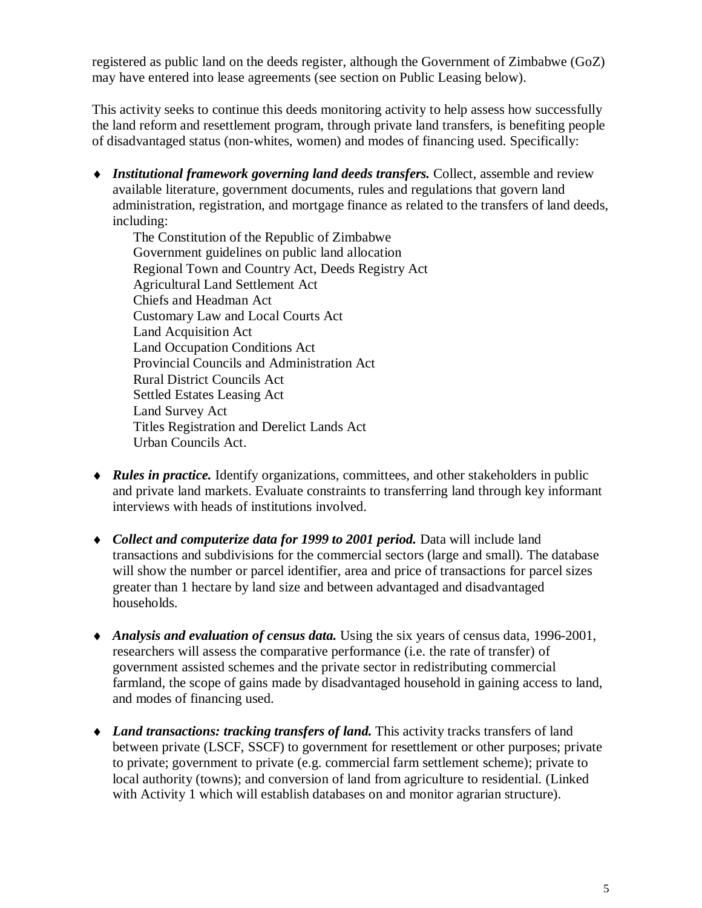registered as public land on the deeds register, although the Government of Zimbabwe (GoZ) may have entered into lease agreements (see section on Public Leasing below).

This activity seeks to continue this deeds monitoring activity to help assess how successfully the land reform and resettlement program, through private land transfers, is benefiting people of disadvantaged status (non-whites, women) and modes of financing used. Specifically:

- ***Institutional framework governing land deeds transfers.*** Collect, assemble and review available literature, government documents, rules and regulations that govern land administration, registration, and mortgage finance as related to the transfers of land deeds, including:
  - The Constitution of the Republic of Zimbabwe
  - Government guidelines on public land allocation
  - Regional Town and Country Act, Deeds Registry Act
  - Agricultural Land Settlement Act
  - Chiefs and Headman Act
  - Customary Law and Local Courts Act
  - Land Acquisition Act
  - Land Occupation Conditions Act
  - Provincial Councils and Administration Act
  - Rural District Councils Act
  - Settled Estates Leasing Act
  - Land Survey Act
  - Titles Registration and Derelict Lands Act
  - Urban Councils Act.

- ***Rules in practice.*** Identify organizations, committees, and other stakeholders in public and private land markets. Evaluate constraints to transferring land through key informant interviews with heads of institutions involved.

- ***Collect and computerize data for 1999 to 2001 period.*** Data will include land transactions and subdivisions for the commercial sectors (large and small). The database will show the number or parcel identifier, area and price of transactions for parcel sizes greater than 1 hectare by land size and between advantaged and disadvantaged households.

- ***Analysis and evaluation of census data.*** Using the six years of census data, 1996-2001, researchers will assess the comparative performance (i.e. the rate of transfer) of government assisted schemes and the private sector in redistributing commercial farmland, the scope of gains made by disadvantaged household in gaining access to land, and modes of financing used.

- ***Land transactions: tracking transfers of land.*** This activity tracks transfers of land between private (LSCF, SSCF) to government for resettlement or other purposes; private to private; government to private (e.g. commercial farm settlement scheme); private to local authority (towns); and conversion of land from agriculture to residential. (Linked with Activity 1 which will establish databases on and monitor agrarian structure).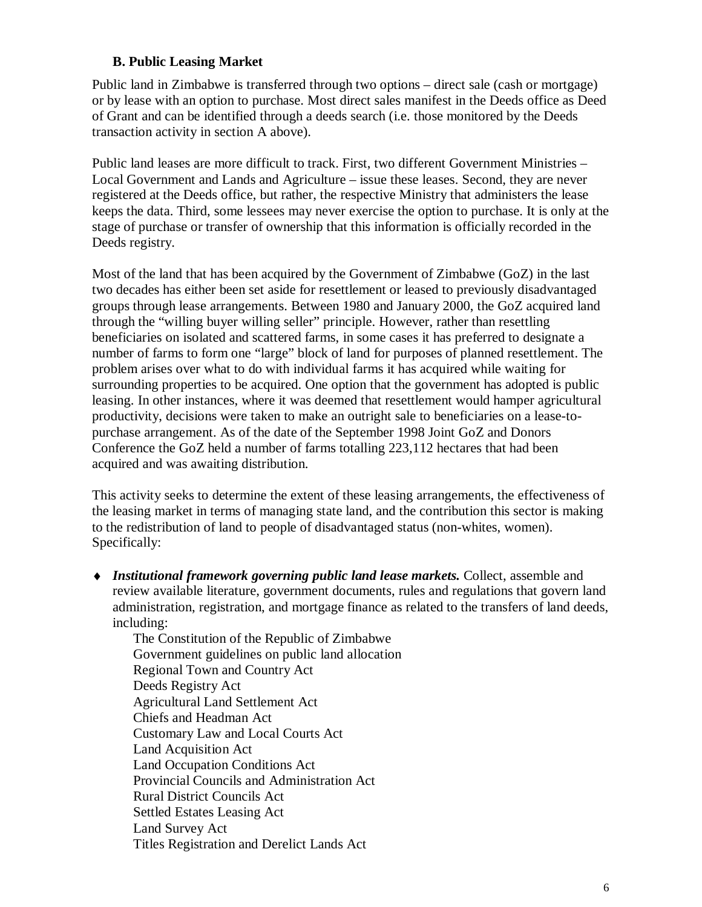### B. Public Leasing Market

Public land in Zimbabwe is transferred through two options – direct sale (cash or mortgage) or by lease with an option to purchase. Most direct sales manifest in the Deeds office as Deed of Grant and can be identified through a deeds search (i.e. those monitored by the Deeds transaction activity in section A above).

Public land leases are more difficult to track. First, two different Government Ministries – Local Government and Lands and Agriculture – issue these leases. Second, they are never registered at the Deeds office, but rather, the respective Ministry that administers the lease keeps the data. Third, some lessees may never exercise the option to purchase. It is only at the stage of purchase or transfer of ownership that this information is officially recorded in the Deeds registry.

Most of the land that has been acquired by the Government of Zimbabwe (GoZ) in the last two decades has either been set aside for resettlement or leased to previously disadvantaged groups through lease arrangements. Between 1980 and January 2000, the GoZ acquired land through the "willing buyer willing seller" principle. However, rather than resettling beneficiaries on isolated and scattered farms, in some cases it has preferred to designate a number of farms to form one "large" block of land for purposes of planned resettlement. The problem arises over what to do with individual farms it has acquired while waiting for surrounding properties to be acquired. One option that the government has adopted is public leasing. In other instances, where it was deemed that resettlement would hamper agricultural productivity, decisions were taken to make an outright sale to beneficiaries on a lease-to-purchase arrangement. As of the date of the September 1998 Joint GoZ and Donors Conference the GoZ held a number of farms totalling 223,112 hectares that had been acquired and was awaiting distribution.

This activity seeks to determine the extent of these leasing arrangements, the effectiveness of the leasing market in terms of managing state land, and the contribution this sector is making to the redistribution of land to people of disadvantaged status (non-whites, women). Specifically:

- ***Institutional framework governing public land lease markets.*** Collect, assemble and review available literature, government documents, rules and regulations that govern land administration, registration, and mortgage finance as related to the transfers of land deeds, including:

  The Constitution of the Republic of Zimbabwe
  Government guidelines on public land allocation
  Regional Town and Country Act
  Deeds Registry Act
  Agricultural Land Settlement Act
  Chiefs and Headman Act
  Customary Law and Local Courts Act
  Land Acquisition Act
  Land Occupation Conditions Act
  Provincial Councils and Administration Act
  Rural District Councils Act
  Settled Estates Leasing Act
  Land Survey Act
  Titles Registration and Derelict Lands Act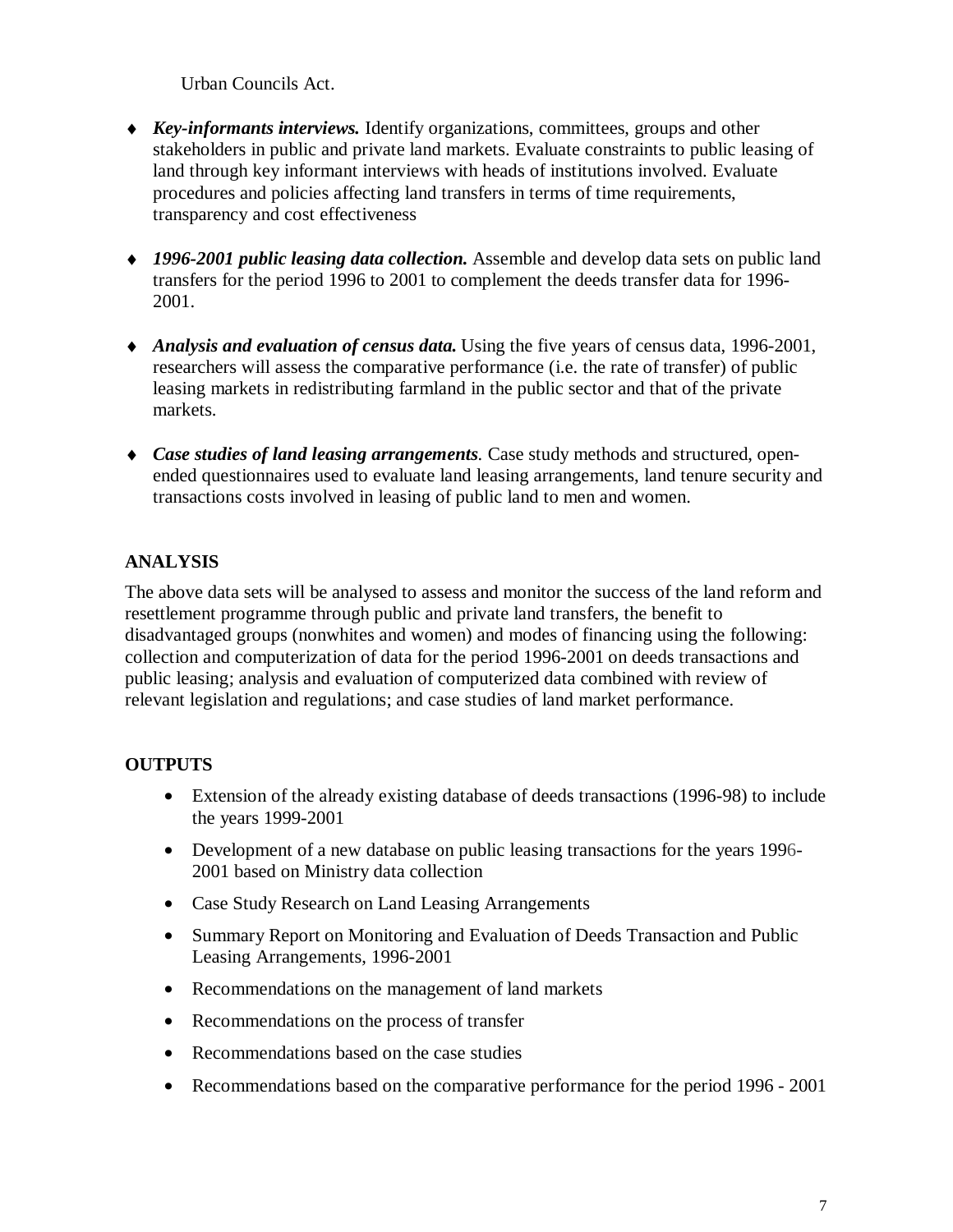Urban Councils Act.

- ***Key-informants interviews.*** Identify organizations, committees, groups and other stakeholders in public and private land markets. Evaluate constraints to public leasing of land through key informant interviews with heads of institutions involved. Evaluate procedures and policies affecting land transfers in terms of time requirements, transparency and cost effectiveness

- ***1996-2001 public leasing data collection.*** Assemble and develop data sets on public land transfers for the period 1996 to 2001 to complement the deeds transfer data for 1996-2001.

- ***Analysis and evaluation of census data.*** Using the five years of census data, 1996-2001, researchers will assess the comparative performance (i.e. the rate of transfer) of public leasing markets in redistributing farmland in the public sector and that of the private markets.

- ***Case studies of land leasing arrangements***. Case study methods and structured, open-ended questionnaires used to evaluate land leasing arrangements, land tenure security and transactions costs involved in leasing of public land to men and women.

## ANALYSIS

The above data sets will be analysed to assess and monitor the success of the land reform and resettlement programme through public and private land transfers, the benefit to disadvantaged groups (nonwhites and women) and modes of financing using the following: collection and computerization of data for the period 1996-2001 on deeds transactions and public leasing; analysis and evaluation of computerized data combined with review of relevant legislation and regulations; and case studies of land market performance.

## OUTPUTS

- Extension of the already existing database of deeds transactions (1996-98) to include the years 1999-2001
- Development of a new database on public leasing transactions for the years 1996-2001 based on Ministry data collection
- Case Study Research on Land Leasing Arrangements
- Summary Report on Monitoring and Evaluation of Deeds Transaction and Public Leasing Arrangements, 1996-2001
- Recommendations on the management of land markets
- Recommendations on the process of transfer
- Recommendations based on the case studies
- Recommendations based on the comparative performance for the period 1996 - 2001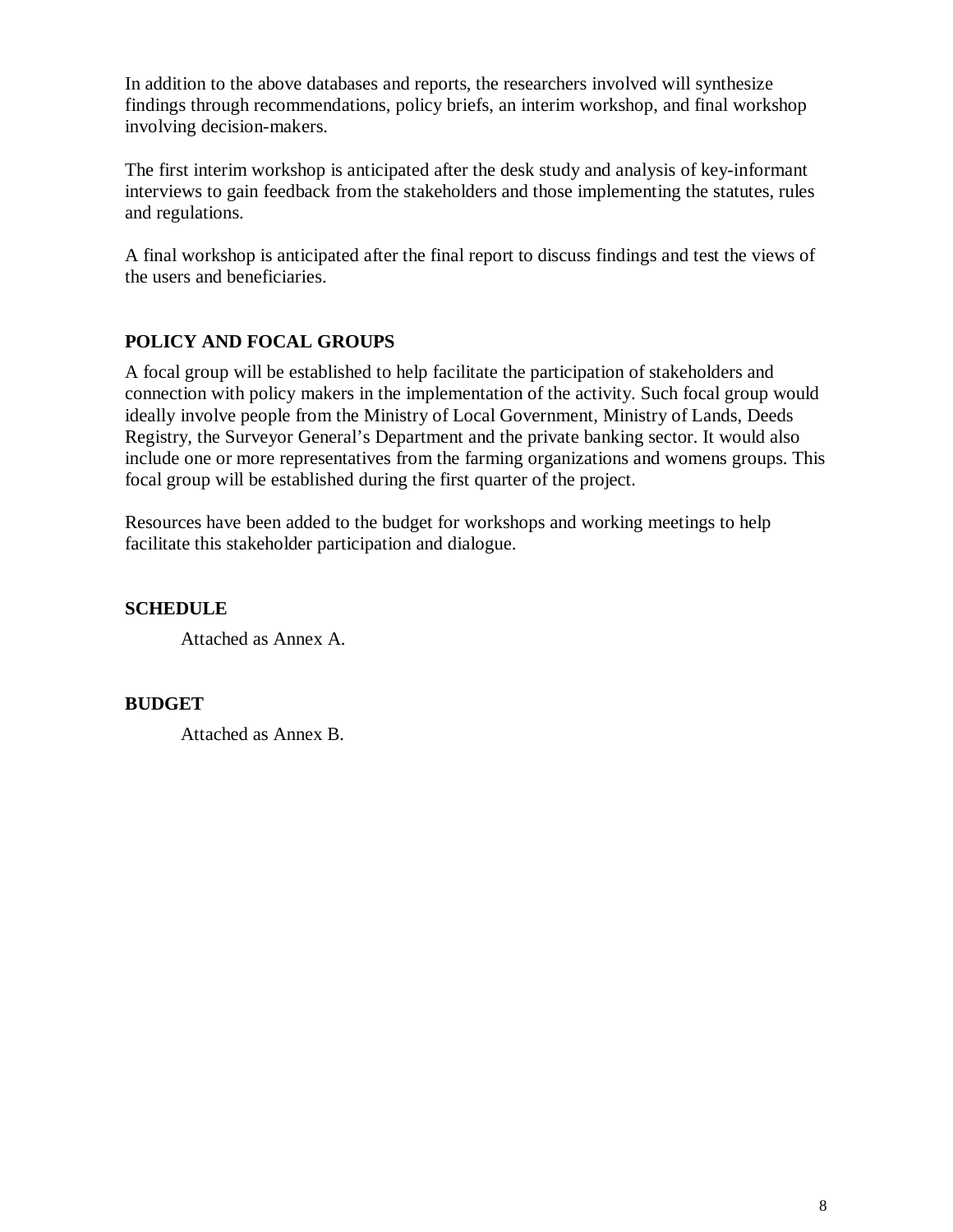In addition to the above databases and reports, the researchers involved will synthesize findings through recommendations, policy briefs, an interim workshop, and final workshop involving decision-makers.

The first interim workshop is anticipated after the desk study and analysis of key-informant interviews to gain feedback from the stakeholders and those implementing the statutes, rules and regulations.

A final workshop is anticipated after the final report to discuss findings and test the views of the users and beneficiaries.

## POLICY AND FOCAL GROUPS

A focal group will be established to help facilitate the participation of stakeholders and connection with policy makers in the implementation of the activity. Such focal group would ideally involve people from the Ministry of Local Government, Ministry of Lands, Deeds Registry, the Surveyor General's Department and the private banking sector. It would also include one or more representatives from the farming organizations and womens groups. This focal group will be established during the first quarter of the project.

Resources have been added to the budget for workshops and working meetings to help facilitate this stakeholder participation and dialogue.

## SCHEDULE

Attached as Annex A.

## BUDGET

Attached as Annex B.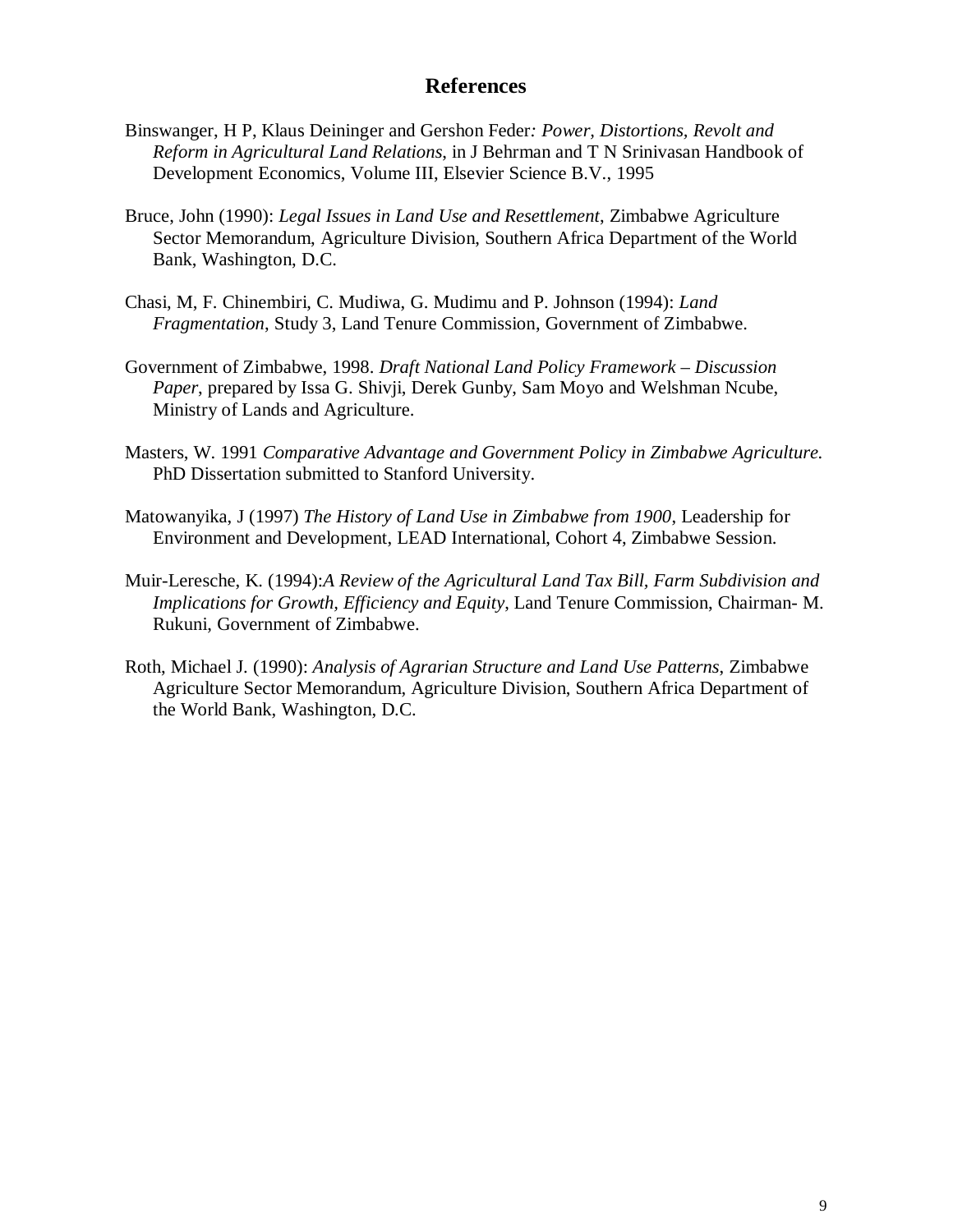## References

Binswanger, H P, Klaus Deininger and Gershon Feder*: Power, Distortions, Revolt and Reform in Agricultural Land Relations*, in J Behrman and T N Srinivasan Handbook of Development Economics, Volume III, Elsevier Science B.V., 1995

Bruce, John (1990): *Legal Issues in Land Use and Resettlement*, Zimbabwe Agriculture Sector Memorandum, Agriculture Division, Southern Africa Department of the World Bank, Washington, D.C.

Chasi, M, F. Chinembiri, C. Mudiwa, G. Mudimu and P. Johnson (1994): *Land Fragmentation*, Study 3, Land Tenure Commission, Government of Zimbabwe.

Government of Zimbabwe, 1998. *Draft National Land Policy Framework – Discussion Paper*, prepared by Issa G. Shivji, Derek Gunby, Sam Moyo and Welshman Ncube, Ministry of Lands and Agriculture.

Masters, W. 1991 *Comparative Advantage and Government Policy in Zimbabwe Agriculture.* PhD Dissertation submitted to Stanford University.

Matowanyika, J (1997) *The History of Land Use in Zimbabwe from 1900*, Leadership for Environment and Development, LEAD International, Cohort 4, Zimbabwe Session.

Muir-Leresche, K. (1994):*A Review of the Agricultural Land Tax Bill, Farm Subdivision and Implications for Growth, Efficiency and Equity*, Land Tenure Commission, Chairman- M. Rukuni, Government of Zimbabwe.

Roth, Michael J. (1990): *Analysis of Agrarian Structure and Land Use Patterns*, Zimbabwe Agriculture Sector Memorandum, Agriculture Division, Southern Africa Department of the World Bank, Washington, D.C.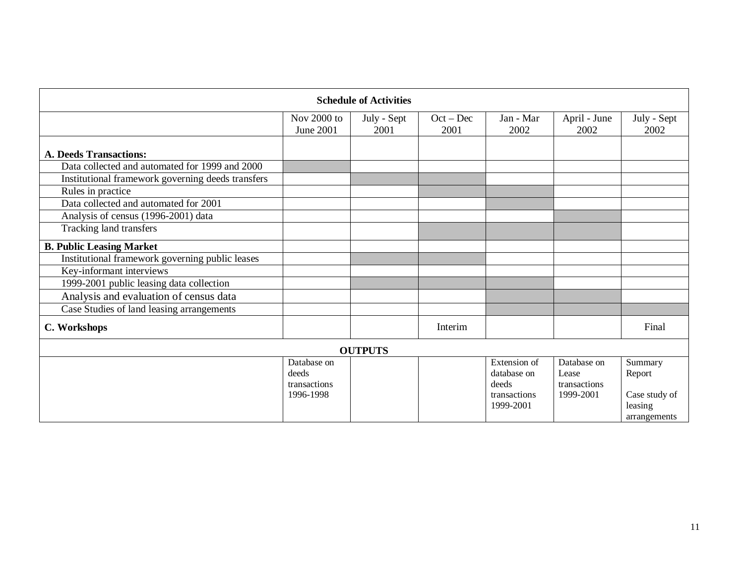**Schedule of Activities**

| | Nov 2000 to June 2001 | July - Sept 2001 | Oct – Dec 2001 | Jan - Mar 2002 | April - June 2002 | July - Sept 2002 |
|---|---|---|---|---|---|---|
| **A. Deeds Transactions:** | | | | | | |
| Data collected and automated for 1999 and 2000 | ■ | | | | | |
| Institutional framework governing deeds transfers | | ■ | ■ | | | |
| Rules in practice | | | ■ | ■ | | |
| Data collected and automated for 2001 | | | | ■ | | |
| Analysis of census (1996-2001) data | | | | | ■ | |
| Tracking land transfers | | | ■ | ■ | ■ | |
| **B. Public Leasing Market** | | | | | | |
| Institutional framework governing public leases | | ■ | ■ | | | |
| Key-informant interviews | | | | | | |
| 1999-2001 public leasing data collection | | ■ | ■ | ■ | | |
| Analysis and evaluation of census data | | | | ■ | ■ | |
| Case Studies of land leasing arrangements | | | | ■ | ■ | ■ |
| **C. Workshops** | | | Interim | | | Final |
| **OUTPUTS** | | | | | | |
| | Database on deeds transactions 1996-1998 | | | Extension of database on deeds transactions 1999-2001 | Database on Lease transactions 1999-2001 | Summary Report<br><br>Case study of leasing arrangements |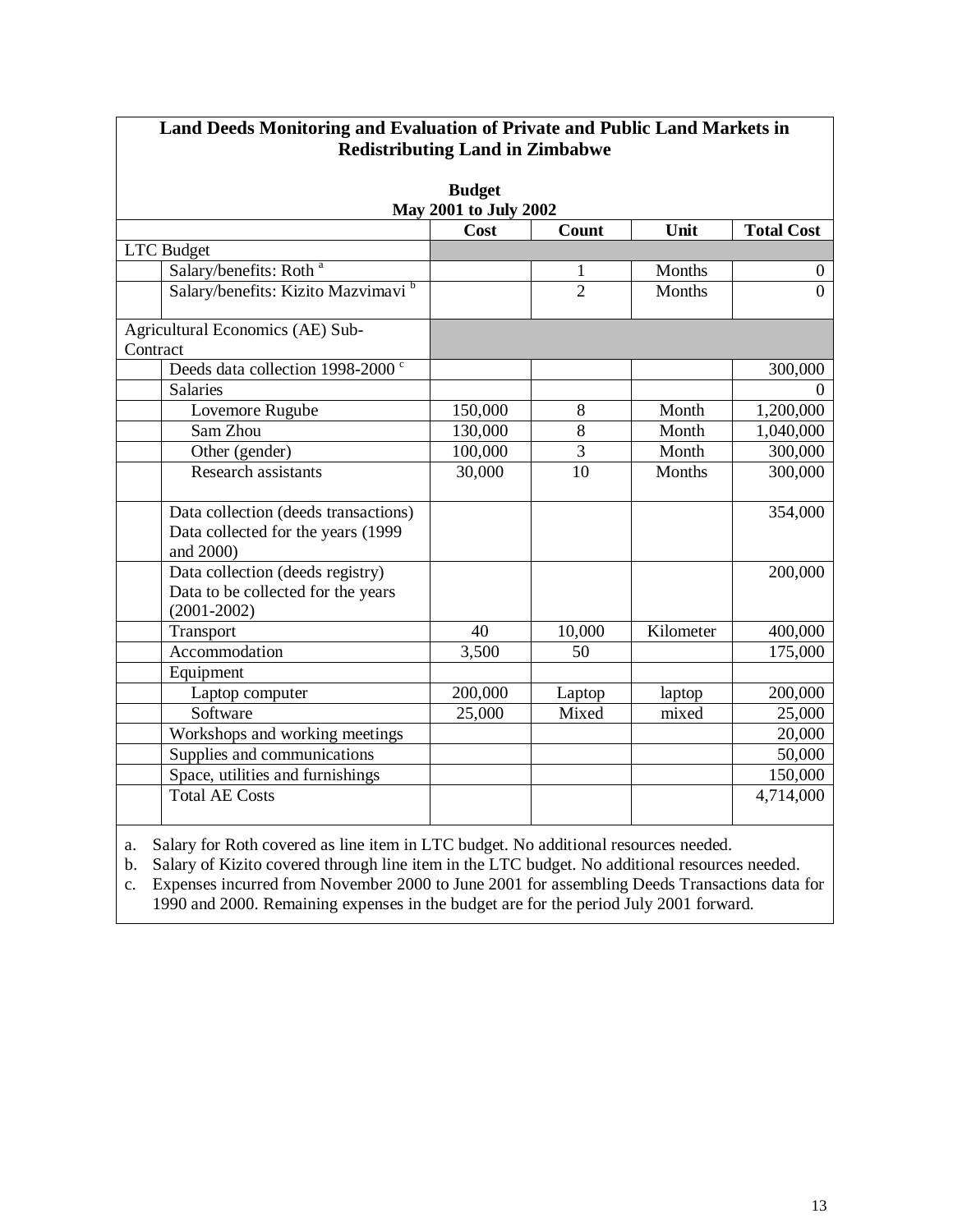## Land Deeds Monitoring and Evaluation of Private and Public Land Markets in Redistributing Land in Zimbabwe

**Budget**
**May 2001 to July 2002**

| | Cost | Count | Unit | Total Cost |
|---|---|---|---|---|
| LTC Budget | | | | |
| Salary/benefits: Roth [a] | | 1 | Months | 0 |
| Salary/benefits: Kizito Mazvimavi [b] | | 2 | Months | 0 |
| Agricultural Economics (AE) Sub-Contract | | | | |
| Deeds data collection 1998-2000 [c] | | | | 300,000 |
| Salaries | | | | 0 |
| Lovemore Rugube | 150,000 | 8 | Month | 1,200,000 |
| Sam Zhou | 130,000 | 8 | Month | 1,040,000 |
| Other (gender) | 100,000 | 3 | Month | 300,000 |
| Research assistants | 30,000 | 10 | Months | 300,000 |
| Data collection (deeds transactions) Data collected for the years (1999 and 2000) | | | | 354,000 |
| Data collection (deeds registry) Data to be collected for the years (2001-2002) | | | | 200,000 |
| Transport | 40 | 10,000 | Kilometer | 400,000 |
| Accommodation | 3,500 | 50 | | 175,000 |
| Equipment | | | | |
| Laptop computer | 200,000 | Laptop | laptop | 200,000 |
| Software | 25,000 | Mixed | mixed | 25,000 |
| Workshops and working meetings | | | | 20,000 |
| Supplies and communications | | | | 50,000 |
| Space, utilities and furnishings | | | | 150,000 |
| Total AE Costs | | | | 4,714,000 |

a. Salary for Roth covered as line item in LTC budget. No additional resources needed.
b. Salary of Kizito covered through line item in the LTC budget. No additional resources needed.
c. Expenses incurred from November 2000 to June 2001 for assembling Deeds Transactions data for 1990 and 2000. Remaining expenses in the budget are for the period July 2001 forward.